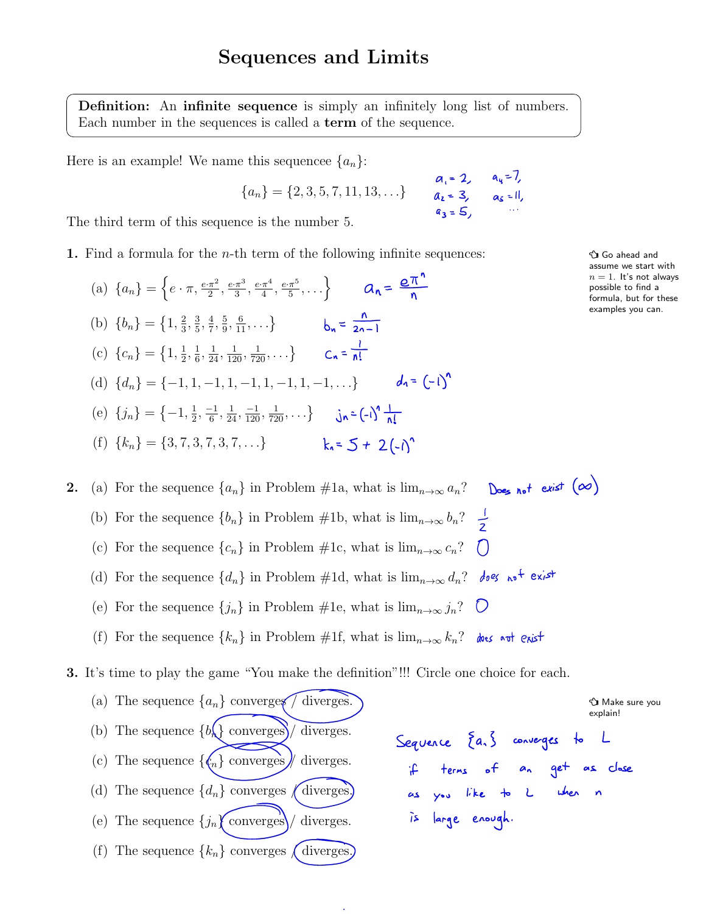# Sequences and Limits

**Definition:** An **infinite sequence** is simply an infinitely long list of numbers. Each number in the sequences is called a **term** of the sequence.

Here is an example! We name this sequencee $\{a_n\}$:

$$\{a_n\} = \{2, 3, 5, 7, 11, 13, \ldots\}$$

$a_1 = 2$, $a_2 = 3$, $a_3 = 5$, $a_4 = 7$, $a_5 = 11$, ...

The third term of this sequence is the number 5.

**1.** Find a formula for the $n$-th term of the following infinite sequences:

☞ Go ahead and assume we start with $n = 1$. It's not always possible to find a formula, but for these examples you can.

(a) $\{a_n\} = \left\{e \cdot \pi, \frac{e \cdot \pi^2}{2}, \frac{e \cdot \pi^3}{3}, \frac{e \cdot \pi^4}{4}, \frac{e \cdot \pi^5}{5}, \ldots\right\}$   $a_n = \frac{e\pi^n}{n}$

(b) $\{b_n\} = \left\{1, \frac{2}{3}, \frac{3}{5}, \frac{4}{7}, \frac{5}{9}, \frac{6}{11}, \ldots\right\}$   $b_n = \frac{n}{2n-1}$

(c) $\{c_n\} = \left\{1, \frac{1}{2}, \frac{1}{6}, \frac{1}{24}, \frac{1}{120}, \frac{1}{720}, \ldots\right\}$   $c_n = \frac{1}{n!}$

(d) $\{d_n\} = \{-1, 1, -1, 1, -1, 1, -1, 1, -1, \ldots\}$   $d_n = (-1)^n$

(e) $\{j_n\} = \left\{-1, \frac{1}{2}, \frac{-1}{6}, \frac{1}{24}, \frac{-1}{120}, \frac{1}{720}, \ldots\right\}$   $j_n = (-1)^n \frac{1}{n!}$

(f) $\{k_n\} = \{3, 7, 3, 7, 3, 7, \ldots\}$   $k_n = 5 + 2(-1)^n$

**2.** (a) For the sequence $\{a_n\}$ in Problem #1a, what is $\lim_{n\to\infty} a_n$?   Does not exist $(\infty)$

(b) For the sequence $\{b_n\}$ in Problem #1b, what is $\lim_{n\to\infty} b_n$?   $\frac{1}{2}$

(c) For the sequence $\{c_n\}$ in Problem #1c, what is $\lim_{n\to\infty} c_n$?   $0$

(d) For the sequence $\{d_n\}$ in Problem #1d, what is $\lim_{n\to\infty} d_n$?   does not exist

(e) For the sequence $\{j_n\}$ in Problem #1e, what is $\lim_{n\to\infty} j_n$?   $0$

(f) For the sequence $\{k_n\}$ in Problem #1f, what is $\lim_{n\to\infty} k_n$?   does not exist

**3.** It's time to play the game "You make the definition"!!! Circle one choice for each.

☞ Make sure you explain!

(a) The sequence $\{a_n\}$ converges / **diverges**. (circled)

(b) The sequence $\{b_n\}$ **converges** / diverges. (circled)

(c) The sequence $\{c_n\}$ **converges** / diverges. (circled)

(d) The sequence $\{d_n\}$ converges / **diverges**. (circled)

(e) The sequence $\{j_n\}$ **converges** / diverges. (circled)

(f) The sequence $\{k_n\}$ converges / **diverges**. (circled)

Sequence $\{a_n\}$ converges to $L$ if terms of $a_n$ get as close as you like to $L$ when $n$ is large enough.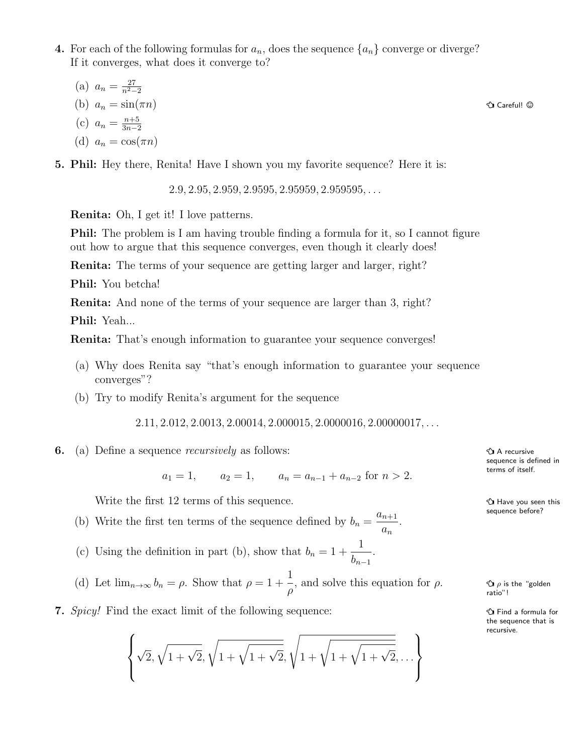**4.** For each of the following formulas for $a_n$, does the sequence $\{a_n\}$ converge or diverge? If it converges, what does it converge to?

(a) $a_n = \frac{27}{n^2-2}$

(b) $a_n = \sin(\pi n)$

👉 Careful! ☺

(c) $a_n = \frac{n+5}{3n-2}$

(d) $a_n = \cos(\pi n)$

**5. Phil:** Hey there, Renita! Have I shown you my favorite sequence? Here it is:

$$2.9, 2.95, 2.959, 2.9595, 2.95959, 2.959595, \ldots$$

**Renita:** Oh, I get it! I love patterns.

**Phil:** The problem is I am having trouble finding a formula for it, so I cannot figure out how to argue that this sequence converges, even though it clearly does!

**Renita:** The terms of your sequence are getting larger and larger, right?

**Phil:** You betcha!

**Renita:** And none of the terms of your sequence are larger than 3, right?

**Phil:** Yeah...

**Renita:** That's enough information to guarantee your sequence converges!

(a) Why does Renita say "that's enough information to guarantee your sequence converges"?

(b) Try to modify Renita's argument for the sequence

$$2.11, 2.012, 2.0013, 2.00014, 2.000015, 2.0000016, 2.00000017, \ldots$$

**6.** (a) Define a sequence *recursively* as follows:

👉 A recursive sequence is defined in terms of itself.

$$a_1 = 1, \qquad a_2 = 1, \qquad a_n = a_{n-1} + a_{n-2} \text{ for } n > 2.$$

Write the first 12 terms of this sequence.

👉 Have you seen this sequence before?

(b) Write the first ten terms of the sequence defined by $b_n = \dfrac{a_{n+1}}{a_n}$.

(c) Using the definition in part (b), show that $b_n = 1 + \dfrac{1}{b_{n-1}}$.

(d) Let $\lim_{n\to\infty} b_n = \rho$. Show that $\rho = 1 + \dfrac{1}{\rho}$, and solve this equation for $\rho$.

👉 $\rho$ is the "golden ratio"!

**7.** *Spicy!* Find the exact limit of the following sequence:

👉 Find a formula for the sequence that is recursive.

$$\left\{ \sqrt{2}, \sqrt{1+\sqrt{2}}, \sqrt{1+\sqrt{1+\sqrt{2}}}, \sqrt{1+\sqrt{1+\sqrt{1+\sqrt{2}}}}, \ldots \right\}$$